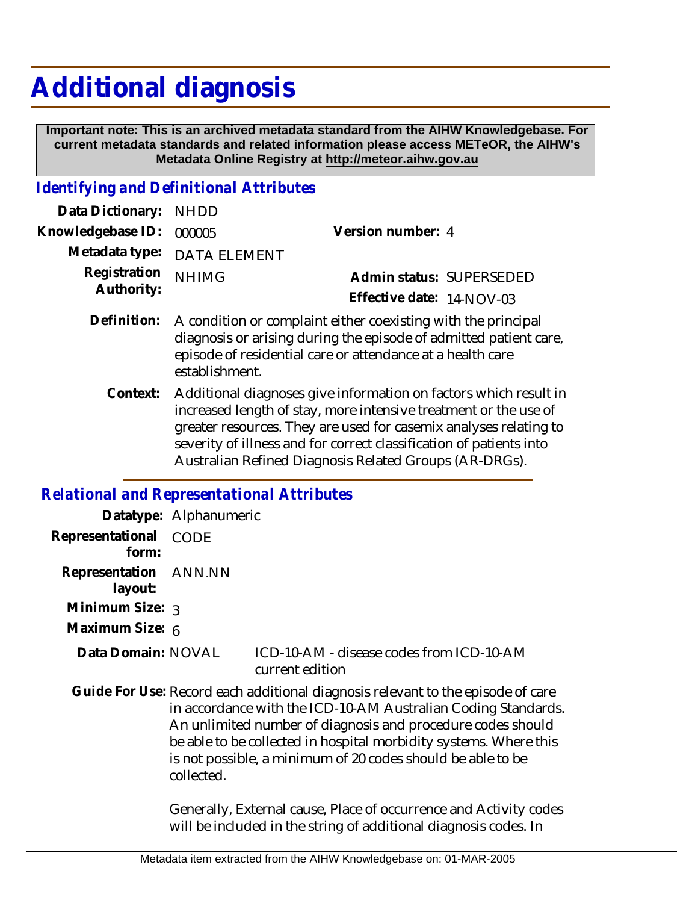# Additional diagnosis

**Important note: This is an archived metadata standard from the AIHW Knowledgebase. For current metadata standards and related information please access METeOR, the AIHW's Metadata Online Registry at http://meteor.aihw.gov.au**

## *Identifying and Definitional Attributes*

**Data Dictionary:** NHDD

**Knowledgebase ID:** 000005

**Version number:** 4

**Metadata type:** DATA ELEMENT

**Registration Authority:** NHIMG

**Admin status:** SUPERSEDED

**Effective date:** 14-NOV-03

**Definition:** A condition or complaint either coexisting with the principal diagnosis or arising during the episode of admitted patient care, episode of residential care or attendance at a health care establishment.

**Context:** Additional diagnoses give information on factors which result in increased length of stay, more intensive treatment or the use of greater resources. They are used for casemix analyses relating to severity of illness and for correct classification of patients into Australian Refined Diagnosis Related Groups (AR-DRGs).

## *Relational and Representational Attributes*

**Datatype:** Alphanumeric

**Representational form:** CODE

**Representation layout:** ANN.NN

**Minimum Size:** 3

**Maximum Size:** 6

**Data Domain:** NOVAL ICD-10-AM - disease codes from ICD-10-AM current edition

**Guide For Use:** Record each additional diagnosis relevant to the episode of care in accordance with the ICD-10-AM Australian Coding Standards. An unlimited number of diagnosis and procedure codes should be able to be collected in hospital morbidity systems. Where this is not possible, a minimum of 20 codes should be able to be collected.

Generally, External cause, Place of occurrence and Activity codes will be included in the string of additional diagnosis codes. In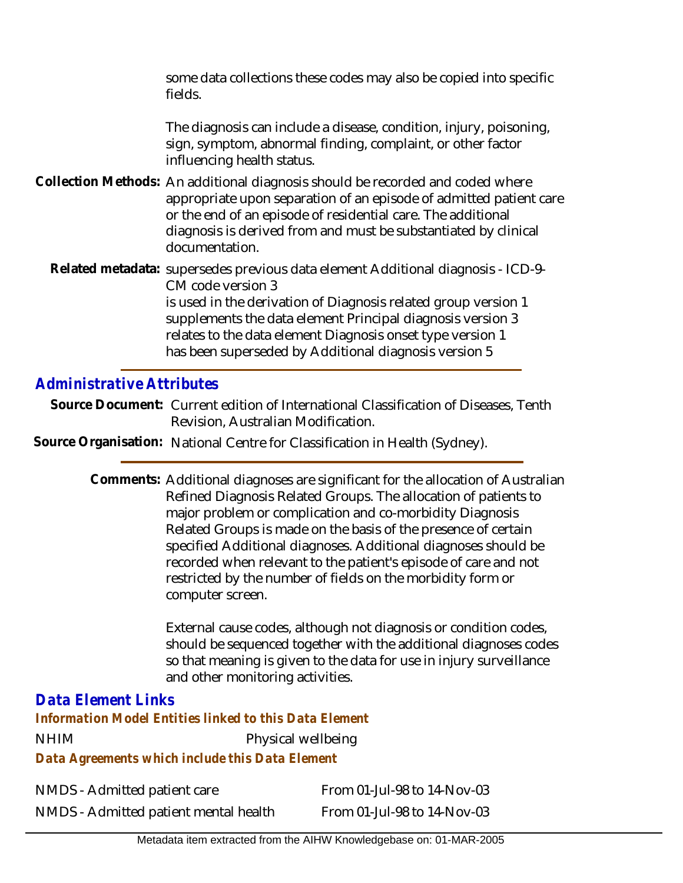some data collections these codes may also be copied into specific fields.

The diagnosis can include a disease, condition, injury, poisoning, sign, symptom, abnormal finding, complaint, or other factor influencing health status.

**Collection Methods:** An additional diagnosis should be recorded and coded where appropriate upon separation of an episode of admitted patient care or the end of an episode of residential care. The additional diagnosis is derived from and must be substantiated by clinical documentation.

**Related metadata:** supersedes previous data element Additional diagnosis - ICD-9-CM code version 3
is used in the derivation of Diagnosis related group version 1
supplements the data element Principal diagnosis version 3
relates to the data element Diagnosis onset type version 1
has been superseded by Additional diagnosis version 5

## Administrative Attributes

**Source Document:** Current edition of International Classification of Diseases, Tenth Revision, Australian Modification.

**Source Organisation:** National Centre for Classification in Health (Sydney).

**Comments:** Additional diagnoses are significant for the allocation of Australian Refined Diagnosis Related Groups. The allocation of patients to major problem or complication and co-morbidity Diagnosis Related Groups is made on the basis of the presence of certain specified Additional diagnoses. Additional diagnoses should be recorded when relevant to the patient's episode of care and not restricted by the number of fields on the morbidity form or computer screen.

External cause codes, although not diagnosis or condition codes, should be sequenced together with the additional diagnoses codes so that meaning is given to the data for use in injury surveillance and other monitoring activities.

## Data Element Links

### Information Model Entities linked to this Data Element

| | |
|---|---|
| NHIM | Physical wellbeing |

### Data Agreements which include this Data Element

| | |
|---|---|
| NMDS - Admitted patient care | From 01-Jul-98 to 14-Nov-03 |
| NMDS - Admitted patient mental health | From 01-Jul-98 to 14-Nov-03 |

Metadata item extracted from the AIHW Knowledgebase on: 01-MAR-2005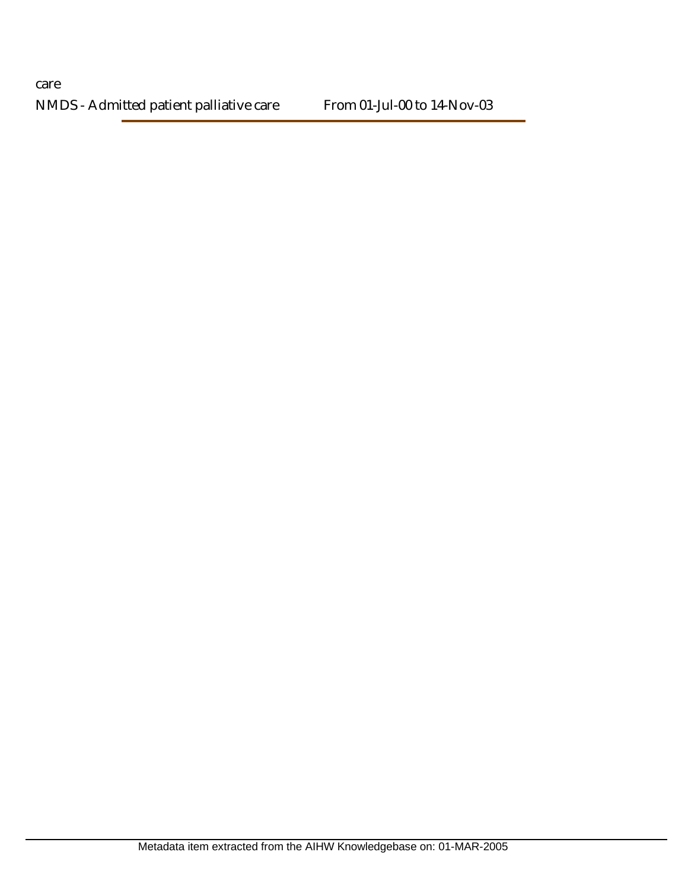care

NMDS - Admitted patient palliative care From 01-Jul-00 to 14-Nov-03